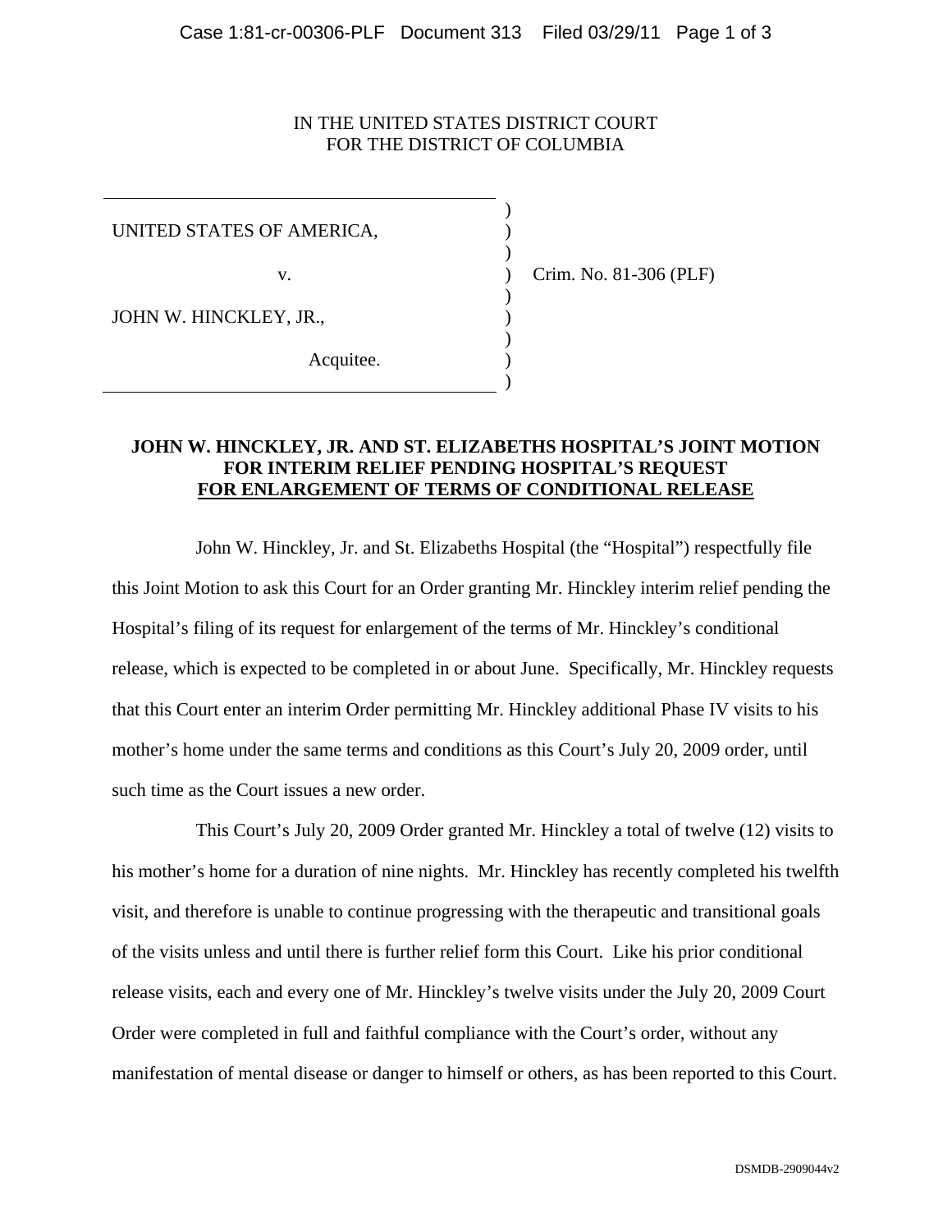IN THE UNITED STATES DISTRICT COURT
FOR THE DISTRICT OF COLUMBIA

| | | |
|---|---|---|
| UNITED STATES OF AMERICA, | ) | |
| v. | ) | Crim. No. 81-306 (PLF) |
| JOHN W. HINCKLEY, JR., | ) | |
| Acquitee. | ) | |

**JOHN W. HINCKLEY, JR. AND ST. ELIZABETHS HOSPITAL'S JOINT MOTION FOR INTERIM RELIEF PENDING HOSPITAL'S REQUEST FOR ENLARGEMENT OF TERMS OF CONDITIONAL RELEASE**

John W. Hinckley, Jr. and St. Elizabeths Hospital (the "Hospital") respectfully file this Joint Motion to ask this Court for an Order granting Mr. Hinckley interim relief pending the Hospital's filing of its request for enlargement of the terms of Mr. Hinckley's conditional release, which is expected to be completed in or about June. Specifically, Mr. Hinckley requests that this Court enter an interim Order permitting Mr. Hinckley additional Phase IV visits to his mother's home under the same terms and conditions as this Court's July 20, 2009 order, until such time as the Court issues a new order.

This Court's July 20, 2009 Order granted Mr. Hinckley a total of twelve (12) visits to his mother's home for a duration of nine nights. Mr. Hinckley has recently completed his twelfth visit, and therefore is unable to continue progressing with the therapeutic and transitional goals of the visits unless and until there is further relief form this Court. Like his prior conditional release visits, each and every one of Mr. Hinckley's twelve visits under the July 20, 2009 Court Order were completed in full and faithful compliance with the Court's order, without any manifestation of mental disease or danger to himself or others, as has been reported to this Court.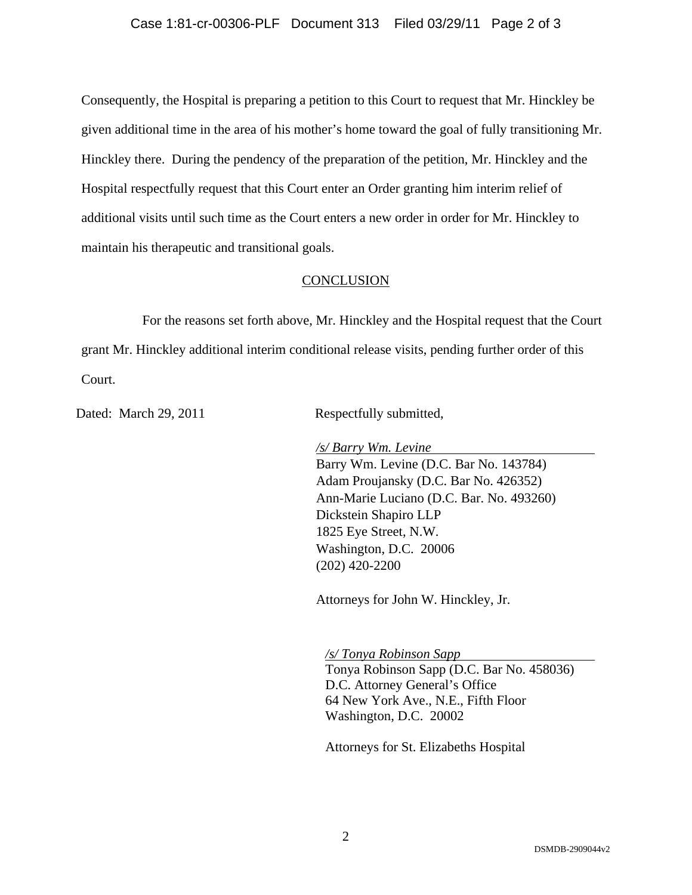Consequently, the Hospital is preparing a petition to this Court to request that Mr. Hinckley be given additional time in the area of his mother's home toward the goal of fully transitioning Mr. Hinckley there. During the pendency of the preparation of the petition, Mr. Hinckley and the Hospital respectfully request that this Court enter an Order granting him interim relief of additional visits until such time as the Court enters a new order in order for Mr. Hinckley to maintain his therapeutic and transitional goals.

## CONCLUSION

For the reasons set forth above, Mr. Hinckley and the Hospital request that the Court grant Mr. Hinckley additional interim conditional release visits, pending further order of this Court.

Dated: March 29, 2011

Respectfully submitted,

*/s/ Barry Wm. Levine*
Barry Wm. Levine (D.C. Bar No. 143784)
Adam Proujansky (D.C. Bar No. 426352)
Ann-Marie Luciano (D.C. Bar. No. 493260)
Dickstein Shapiro LLP
1825 Eye Street, N.W.
Washington, D.C. 20006
(202) 420-2200

Attorneys for John W. Hinckley, Jr.

*/s/ Tonya Robinson Sapp*
Tonya Robinson Sapp (D.C. Bar No. 458036)
D.C. Attorney General's Office
64 New York Ave., N.E., Fifth Floor
Washington, D.C. 20002

Attorneys for St. Elizabeths Hospital

DSMDB-2909044v2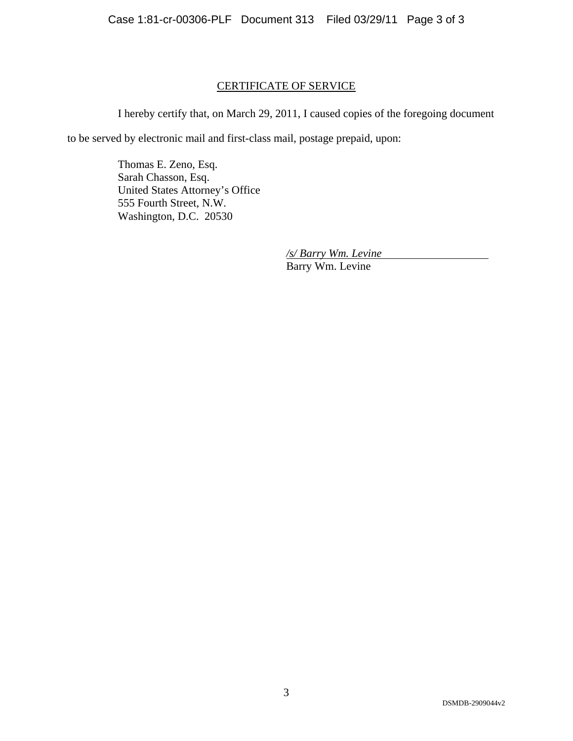## CERTIFICATE OF SERVICE

I hereby certify that, on March 29, 2011, I caused copies of the foregoing document to be served by electronic mail and first-class mail, postage prepaid, upon:

Thomas E. Zeno, Esq.
Sarah Chasson, Esq.
United States Attorney's Office
555 Fourth Street, N.W.
Washington, D.C. 20530

*/s/ Barry Wm. Levine*
Barry Wm. Levine

DSMDB-2909044v2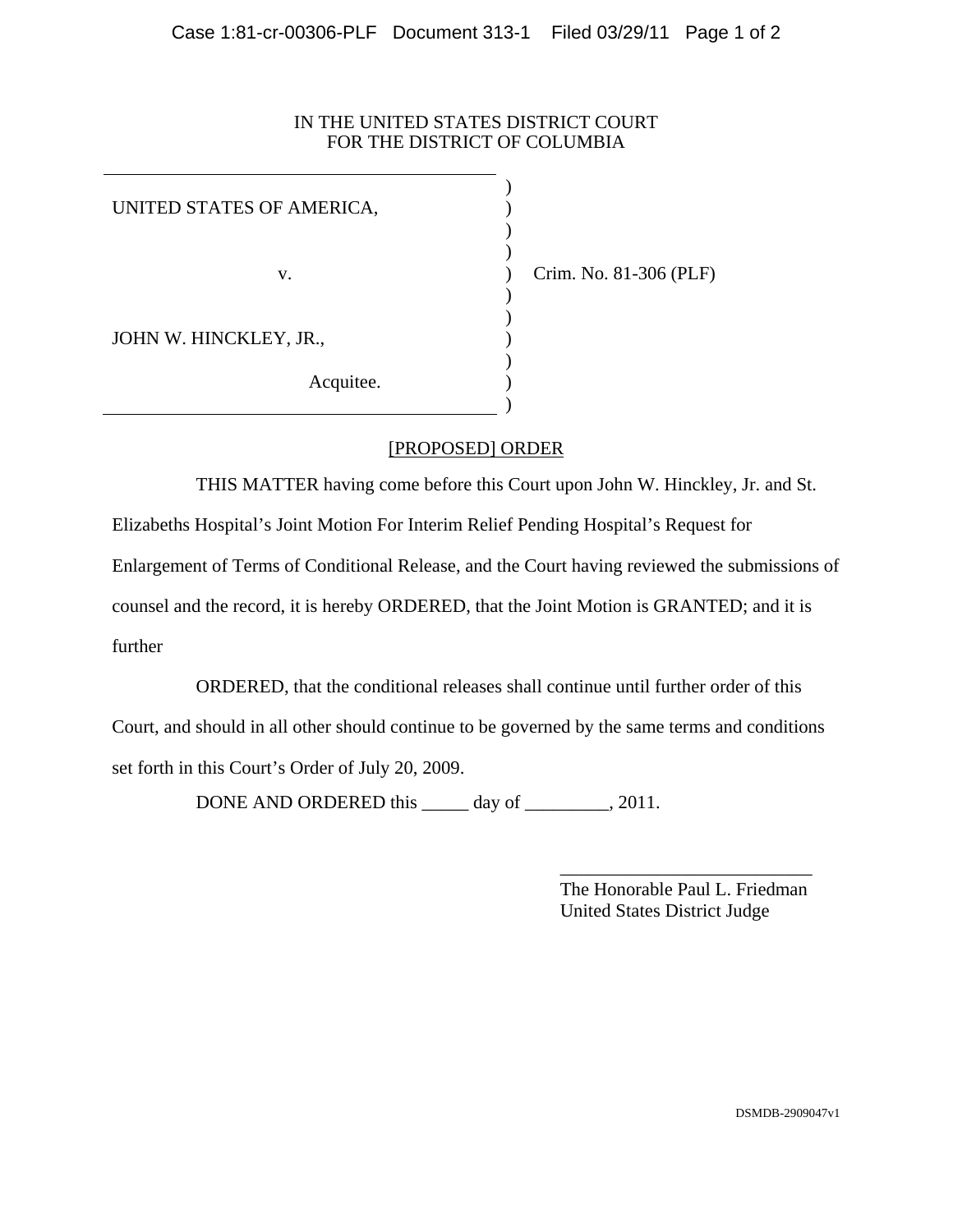IN THE UNITED STATES DISTRICT COURT
FOR THE DISTRICT OF COLUMBIA

| | |
|---|---|
| UNITED STATES OF AMERICA,<br><br>v.<br><br>JOHN W. HINCKLEY, JR.,<br><br>Acquitee. | Crim. No. 81-306 (PLF) |

[PROPOSED] ORDER

THIS MATTER having come before this Court upon John W. Hinckley, Jr. and St. Elizabeths Hospital's Joint Motion For Interim Relief Pending Hospital's Request for Enlargement of Terms of Conditional Release, and the Court having reviewed the submissions of counsel and the record, it is hereby ORDERED, that the Joint Motion is GRANTED; and it is further

ORDERED, that the conditional releases shall continue until further order of this Court, and should in all other should continue to be governed by the same terms and conditions set forth in this Court's Order of July 20, 2009.

DONE AND ORDERED this _____ day of _________, 2011.

___________________________
The Honorable Paul L. Friedman
United States District Judge

DSMDB-2909047v1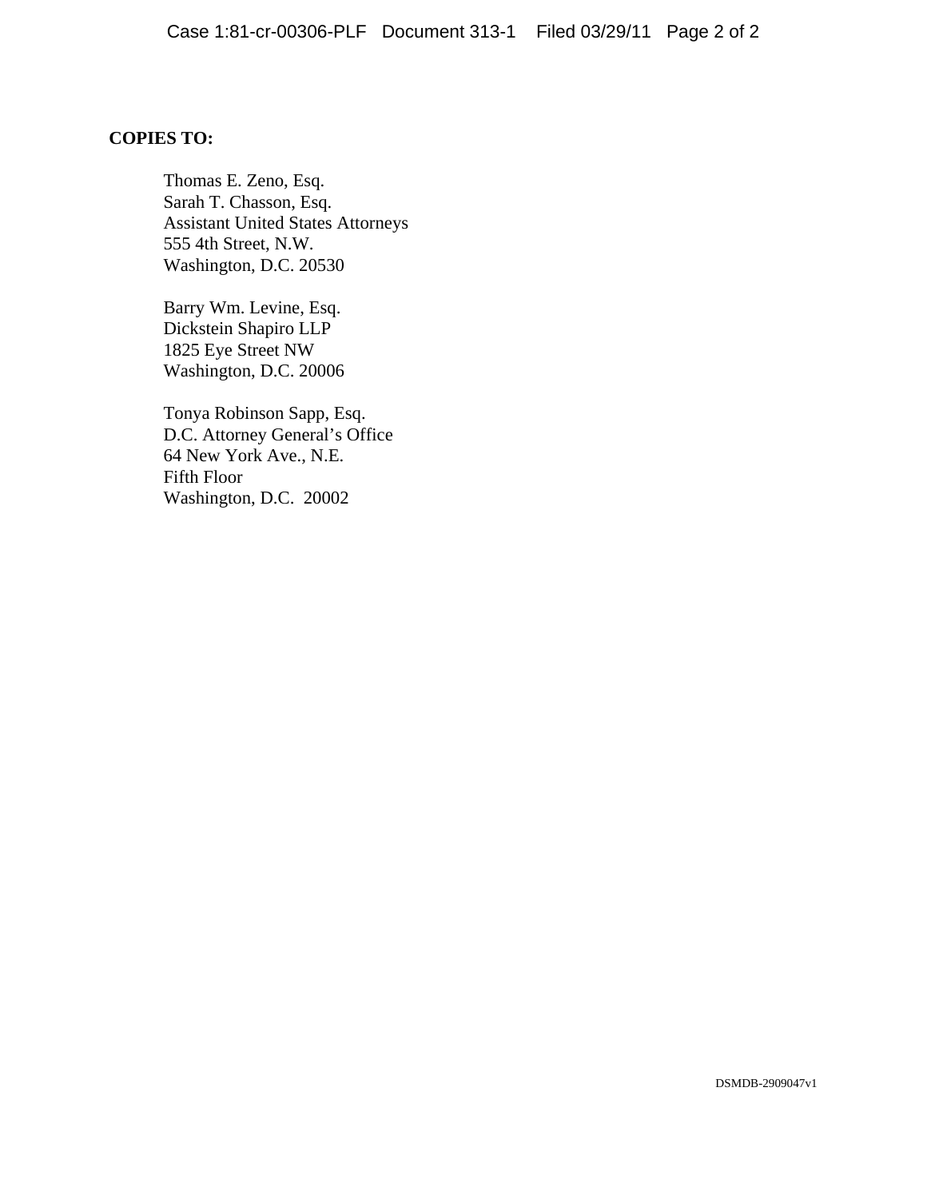**COPIES TO:**

Thomas E. Zeno, Esq.
Sarah T. Chasson, Esq.
Assistant United States Attorneys
555 4th Street, N.W.
Washington, D.C. 20530

Barry Wm. Levine, Esq.
Dickstein Shapiro LLP
1825 Eye Street NW
Washington, D.C. 20006

Tonya Robinson Sapp, Esq.
D.C. Attorney General's Office
64 New York Ave., N.E.
Fifth Floor
Washington, D.C. 20002

DSMDB-2909047v1